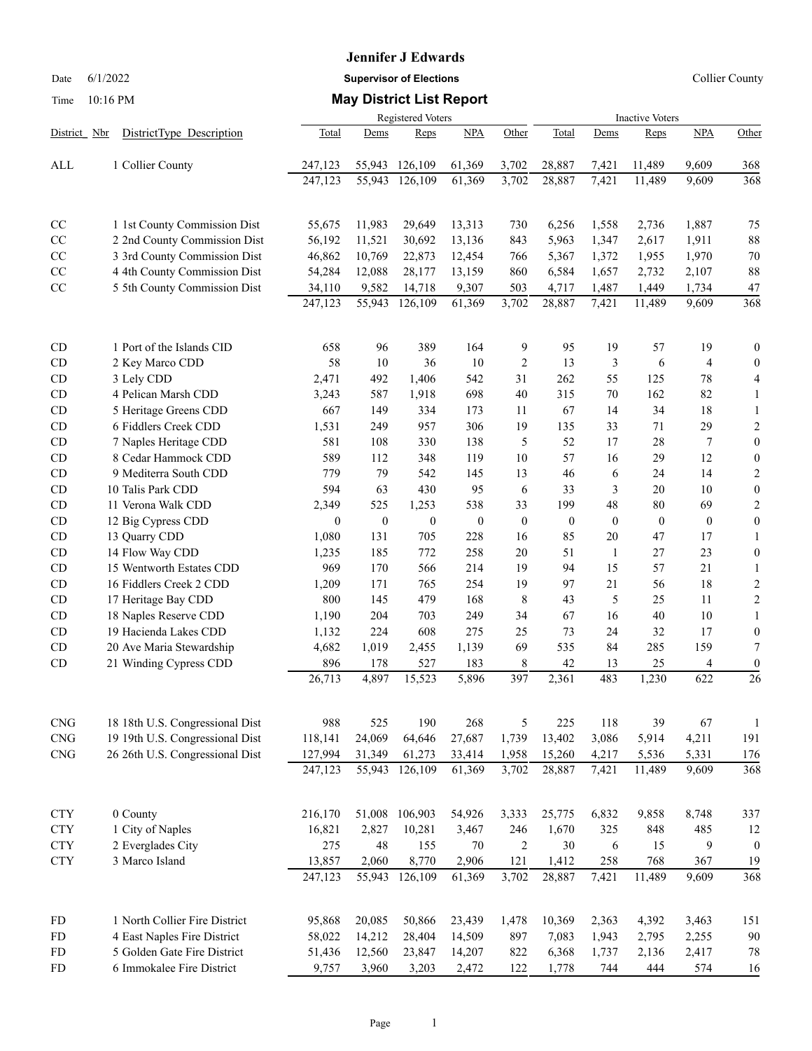# Jennifer J Edwards

Date 6/1/2022 **Supervisor of Elections** Collier County

Time 10:16 PM **May District List Report**

| District | Nbr DistrictType Description | Registered Voters | | | | | Inactive Voters | | | | |
|---|---|---|---|---|---|---|---|---|---|---|---|
| | | Total | Dems | Reps | NPA | Other | Total | Dems | Reps | NPA | Other |
| ALL | 1 Collier County | 247,123 | 55,943 | 126,109 | 61,369 | 3,702 | 28,887 | 7,421 | 11,489 | 9,609 | 368 |
| | | 247,123 | 55,943 | 126,109 | 61,369 | 3,702 | 28,887 | 7,421 | 11,489 | 9,609 | 368 |
| CC | 1 1st County Commission Dist | 55,675 | 11,983 | 29,649 | 13,313 | 730 | 6,256 | 1,558 | 2,736 | 1,887 | 75 |
| CC | 2 2nd County Commission Dist | 56,192 | 11,521 | 30,692 | 13,136 | 843 | 5,963 | 1,347 | 2,617 | 1,911 | 88 |
| CC | 3 3rd County Commission Dist | 46,862 | 10,769 | 22,873 | 12,454 | 766 | 5,367 | 1,372 | 1,955 | 1,970 | 70 |
| CC | 4 4th County Commission Dist | 54,284 | 12,088 | 28,177 | 13,159 | 860 | 6,584 | 1,657 | 2,732 | 2,107 | 88 |
| CC | 5 5th County Commission Dist | 34,110 | 9,582 | 14,718 | 9,307 | 503 | 4,717 | 1,487 | 1,449 | 1,734 | 47 |
| | | 247,123 | 55,943 | 126,109 | 61,369 | 3,702 | 28,887 | 7,421 | 11,489 | 9,609 | 368 |
| CD | 1 Port of the Islands CID | 658 | 96 | 389 | 164 | 9 | 95 | 19 | 57 | 19 | 0 |
| CD | 2 Key Marco CDD | 58 | 10 | 36 | 10 | 2 | 13 | 3 | 6 | 4 | 0 |
| CD | 3 Lely CDD | 2,471 | 492 | 1,406 | 542 | 31 | 262 | 55 | 125 | 78 | 4 |
| CD | 4 Pelican Marsh CDD | 3,243 | 587 | 1,918 | 698 | 40 | 315 | 70 | 162 | 82 | 1 |
| CD | 5 Heritage Greens CDD | 667 | 149 | 334 | 173 | 11 | 67 | 14 | 34 | 18 | 1 |
| CD | 6 Fiddlers Creek CDD | 1,531 | 249 | 957 | 306 | 19 | 135 | 33 | 71 | 29 | 2 |
| CD | 7 Naples Heritage CDD | 581 | 108 | 330 | 138 | 5 | 52 | 17 | 28 | 7 | 0 |
| CD | 8 Cedar Hammock CDD | 589 | 112 | 348 | 119 | 10 | 57 | 16 | 29 | 12 | 0 |
| CD | 9 Mediterra South CDD | 779 | 79 | 542 | 145 | 13 | 46 | 6 | 24 | 14 | 2 |
| CD | 10 Talis Park CDD | 594 | 63 | 430 | 95 | 6 | 33 | 3 | 20 | 10 | 0 |
| CD | 11 Verona Walk CDD | 2,349 | 525 | 1,253 | 538 | 33 | 199 | 48 | 80 | 69 | 2 |
| CD | 12 Big Cypress CDD | 0 | 0 | 0 | 0 | 0 | 0 | 0 | 0 | 0 | 0 |
| CD | 13 Quarry CDD | 1,080 | 131 | 705 | 228 | 16 | 85 | 20 | 47 | 17 | 1 |
| CD | 14 Flow Way CDD | 1,235 | 185 | 772 | 258 | 20 | 51 | 1 | 27 | 23 | 0 |
| CD | 15 Wentworth Estates CDD | 969 | 170 | 566 | 214 | 19 | 94 | 15 | 57 | 21 | 1 |
| CD | 16 Fiddlers Creek 2 CDD | 1,209 | 171 | 765 | 254 | 19 | 97 | 21 | 56 | 18 | 2 |
| CD | 17 Heritage Bay CDD | 800 | 145 | 479 | 168 | 8 | 43 | 5 | 25 | 11 | 2 |
| CD | 18 Naples Reserve CDD | 1,190 | 204 | 703 | 249 | 34 | 67 | 16 | 40 | 10 | 1 |
| CD | 19 Hacienda Lakes CDD | 1,132 | 224 | 608 | 275 | 25 | 73 | 24 | 32 | 17 | 0 |
| CD | 20 Ave Maria Stewardship | 4,682 | 1,019 | 2,455 | 1,139 | 69 | 535 | 84 | 285 | 159 | 7 |
| CD | 21 Winding Cypress CDD | 896 | 178 | 527 | 183 | 8 | 42 | 13 | 25 | 4 | 0 |
| | | 26,713 | 4,897 | 15,523 | 5,896 | 397 | 2,361 | 483 | 1,230 | 622 | 26 |
| CNG | 18 18th U.S. Congressional Dist | 988 | 525 | 190 | 268 | 5 | 225 | 118 | 39 | 67 | 1 |
| CNG | 19 19th U.S. Congressional Dist | 118,141 | 24,069 | 64,646 | 27,687 | 1,739 | 13,402 | 3,086 | 5,914 | 4,211 | 191 |
| CNG | 26 26th U.S. Congressional Dist | 127,994 | 31,349 | 61,273 | 33,414 | 1,958 | 15,260 | 4,217 | 5,536 | 5,331 | 176 |
| | | 247,123 | 55,943 | 126,109 | 61,369 | 3,702 | 28,887 | 7,421 | 11,489 | 9,609 | 368 |
| CTY | 0 County | 216,170 | 51,008 | 106,903 | 54,926 | 3,333 | 25,775 | 6,832 | 9,858 | 8,748 | 337 |
| CTY | 1 City of Naples | 16,821 | 2,827 | 10,281 | 3,467 | 246 | 1,670 | 325 | 848 | 485 | 12 |
| CTY | 2 Everglades City | 275 | 48 | 155 | 70 | 2 | 30 | 6 | 15 | 9 | 0 |
| CTY | 3 Marco Island | 13,857 | 2,060 | 8,770 | 2,906 | 121 | 1,412 | 258 | 768 | 367 | 19 |
| | | 247,123 | 55,943 | 126,109 | 61,369 | 3,702 | 28,887 | 7,421 | 11,489 | 9,609 | 368 |
| FD | 1 North Collier Fire District | 95,868 | 20,085 | 50,866 | 23,439 | 1,478 | 10,369 | 2,363 | 4,392 | 3,463 | 151 |
| FD | 4 East Naples Fire District | 58,022 | 14,212 | 28,404 | 14,509 | 897 | 7,083 | 1,943 | 2,795 | 2,255 | 90 |
| FD | 5 Golden Gate Fire District | 51,436 | 12,560 | 23,847 | 14,207 | 822 | 6,368 | 1,737 | 2,136 | 2,417 | 78 |
| FD | 6 Immokalee Fire District | 9,757 | 3,960 | 3,203 | 2,472 | 122 | 1,778 | 744 | 444 | 574 | 16 |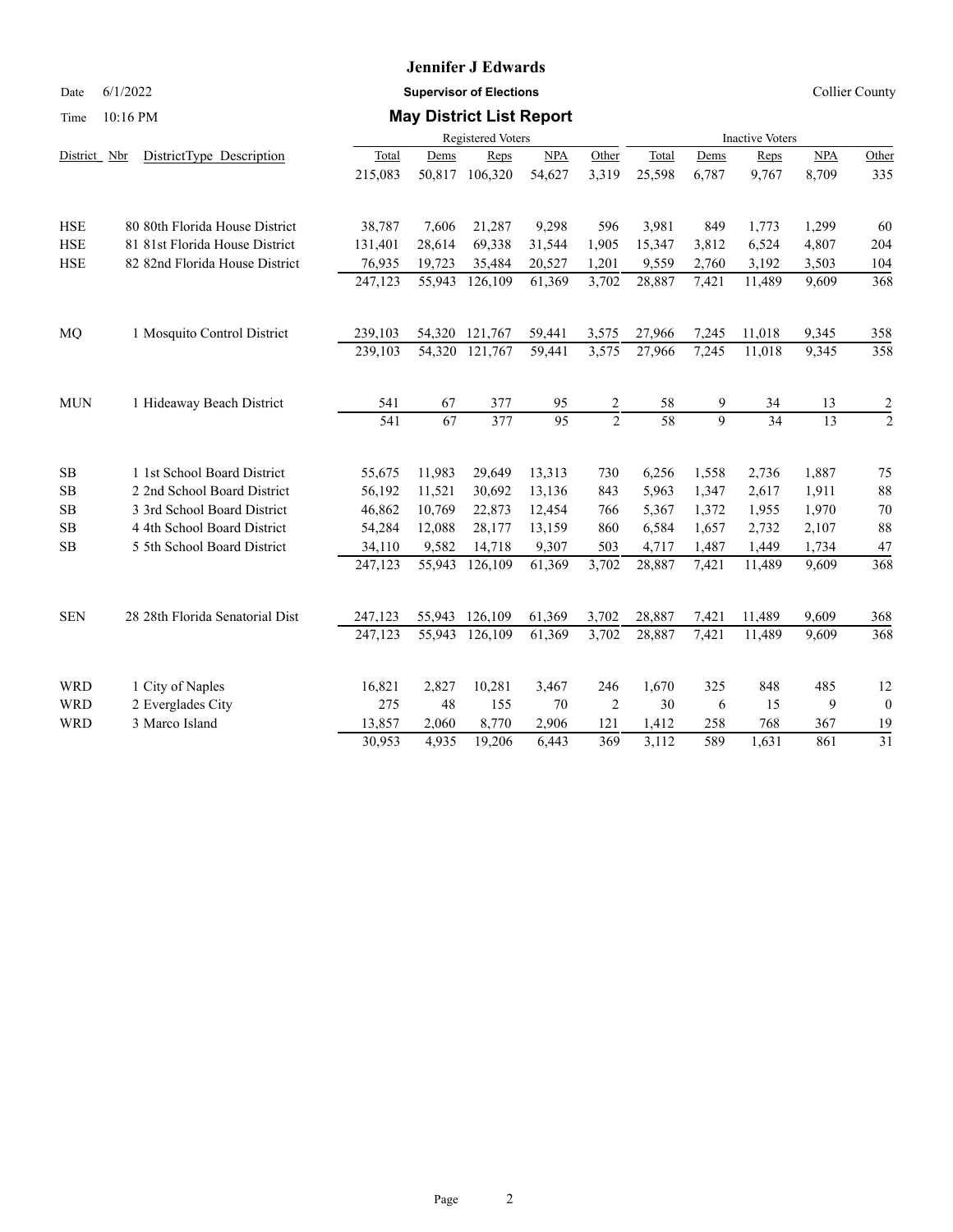# Jennifer J Edwards

Date 6/1/2022 **Supervisor of Elections** Collier County

Time 10:16 PM

## May District List Report

| District | Nbr | DistrictType Description | Registered Voters Total | Dems | Reps | NPA | Other | Inactive Voters Total | Dems | Reps | NPA | Other |
|---|---|---|---|---|---|---|---|---|---|---|---|---|
| | | | 215,083 | 50,817 | 106,320 | 54,627 | 3,319 | 25,598 | 6,787 | 9,767 | 8,709 | 335 |
| HSE | 80 | 80th Florida House District | 38,787 | 7,606 | 21,287 | 9,298 | 596 | 3,981 | 849 | 1,773 | 1,299 | 60 |
| HSE | 81 | 81st Florida House District | 131,401 | 28,614 | 69,338 | 31,544 | 1,905 | 15,347 | 3,812 | 6,524 | 4,807 | 204 |
| HSE | 82 | 82nd Florida House District | 76,935 | 19,723 | 35,484 | 20,527 | 1,201 | 9,559 | 2,760 | 3,192 | 3,503 | 104 |
| | | | 247,123 | 55,943 | 126,109 | 61,369 | 3,702 | 28,887 | 7,421 | 11,489 | 9,609 | 368 |
| MQ | 1 | Mosquito Control District | 239,103 | 54,320 | 121,767 | 59,441 | 3,575 | 27,966 | 7,245 | 11,018 | 9,345 | 358 |
| | | | 239,103 | 54,320 | 121,767 | 59,441 | 3,575 | 27,966 | 7,245 | 11,018 | 9,345 | 358 |
| MUN | 1 | Hideaway Beach District | 541 | 67 | 377 | 95 | 2 | 58 | 9 | 34 | 13 | 2 |
| | | | 541 | 67 | 377 | 95 | 2 | 58 | 9 | 34 | 13 | 2 |
| SB | 1 | 1st School Board District | 55,675 | 11,983 | 29,649 | 13,313 | 730 | 6,256 | 1,558 | 2,736 | 1,887 | 75 |
| SB | 2 | 2nd School Board District | 56,192 | 11,521 | 30,692 | 13,136 | 843 | 5,963 | 1,347 | 2,617 | 1,911 | 88 |
| SB | 3 | 3rd School Board District | 46,862 | 10,769 | 22,873 | 12,454 | 766 | 5,367 | 1,372 | 1,955 | 1,970 | 70 |
| SB | 4 | 4th School Board District | 54,284 | 12,088 | 28,177 | 13,159 | 860 | 6,584 | 1,657 | 2,732 | 2,107 | 88 |
| SB | 5 | 5th School Board District | 34,110 | 9,582 | 14,718 | 9,307 | 503 | 4,717 | 1,487 | 1,449 | 1,734 | 47 |
| | | | 247,123 | 55,943 | 126,109 | 61,369 | 3,702 | 28,887 | 7,421 | 11,489 | 9,609 | 368 |
| SEN | 28 | 28th Florida Senatorial Dist | 247,123 | 55,943 | 126,109 | 61,369 | 3,702 | 28,887 | 7,421 | 11,489 | 9,609 | 368 |
| | | | 247,123 | 55,943 | 126,109 | 61,369 | 3,702 | 28,887 | 7,421 | 11,489 | 9,609 | 368 |
| WRD | 1 | City of Naples | 16,821 | 2,827 | 10,281 | 3,467 | 246 | 1,670 | 325 | 848 | 485 | 12 |
| WRD | 2 | Everglades City | 275 | 48 | 155 | 70 | 2 | 30 | 6 | 15 | 9 | 0 |
| WRD | 3 | Marco Island | 13,857 | 2,060 | 8,770 | 2,906 | 121 | 1,412 | 258 | 768 | 367 | 19 |
| | | | 30,953 | 4,935 | 19,206 | 6,443 | 369 | 3,112 | 589 | 1,631 | 861 | 31 |